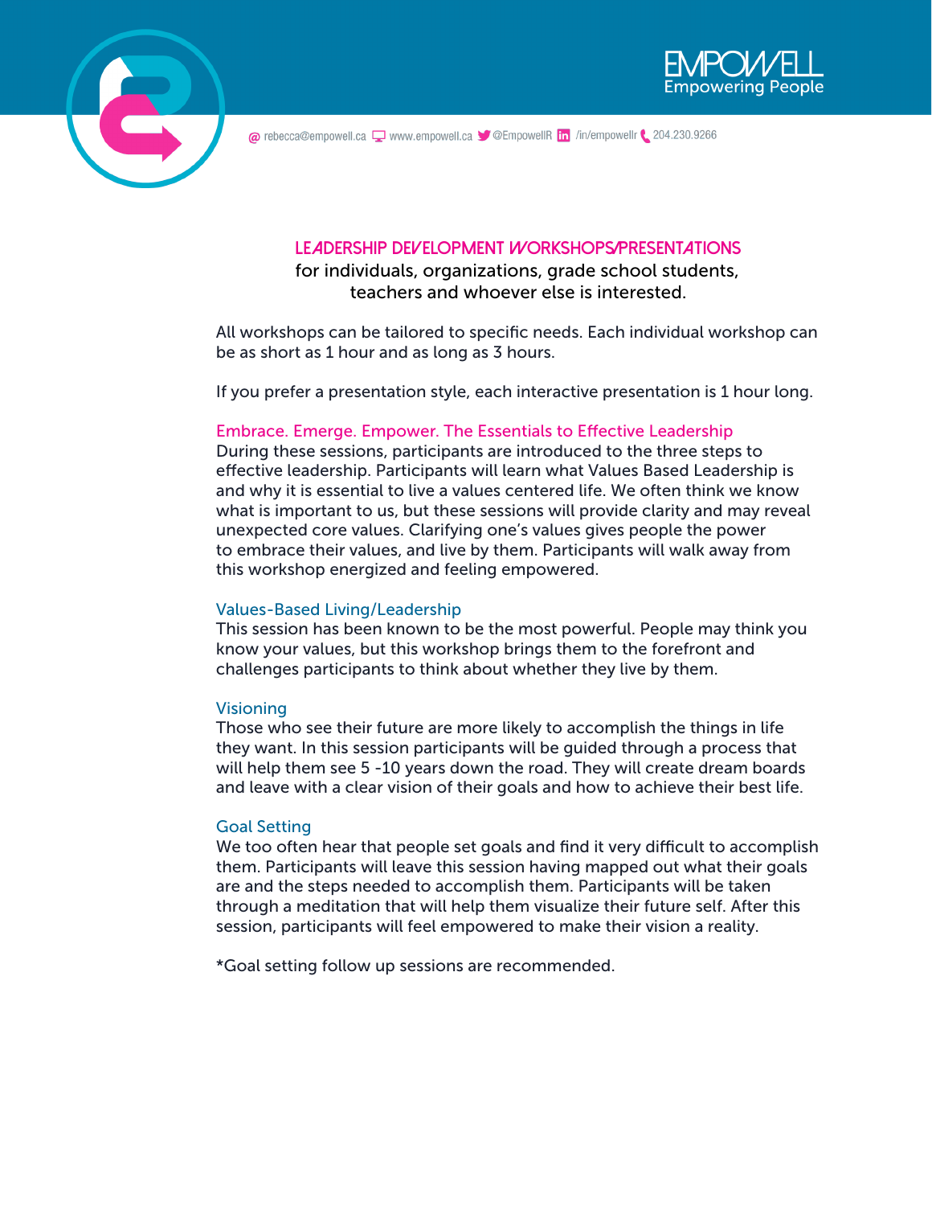EMPOWELL
Empowering People

rebecca@empowell.ca www.empowell.ca @EmpowellR /in/empowellr 204.230.9266

# LEADERSHIP DEVELOPMENT WORKSHOPS/PRESENTATIONS

for individuals, organizations, grade school students, teachers and whoever else is interested.

All workshops can be tailored to specific needs. Each individual workshop can be as short as 1 hour and as long as 3 hours.

If you prefer a presentation style, each interactive presentation is 1 hour long.

## Embrace. Emerge. Empower. The Essentials to Effective Leadership

During these sessions, participants are introduced to the three steps to effective leadership. Participants will learn what Values Based Leadership is and why it is essential to live a values centered life. We often think we know what is important to us, but these sessions will provide clarity and may reveal unexpected core values. Clarifying one's values gives people the power to embrace their values, and live by them. Participants will walk away from this workshop energized and feeling empowered.

## Values-Based Living/Leadership

This session has been known to be the most powerful. People may think you know your values, but this workshop brings them to the forefront and challenges participants to think about whether they live by them.

## Visioning

Those who see their future are more likely to accomplish the things in life they want. In this session participants will be guided through a process that will help them see 5 -10 years down the road. They will create dream boards and leave with a clear vision of their goals and how to achieve their best life.

## Goal Setting

We too often hear that people set goals and find it very difficult to accomplish them. Participants will leave this session having mapped out what their goals are and the steps needed to accomplish them. Participants will be taken through a meditation that will help them visualize their future self. After this session, participants will feel empowered to make their vision a reality.

*Goal setting follow up sessions are recommended.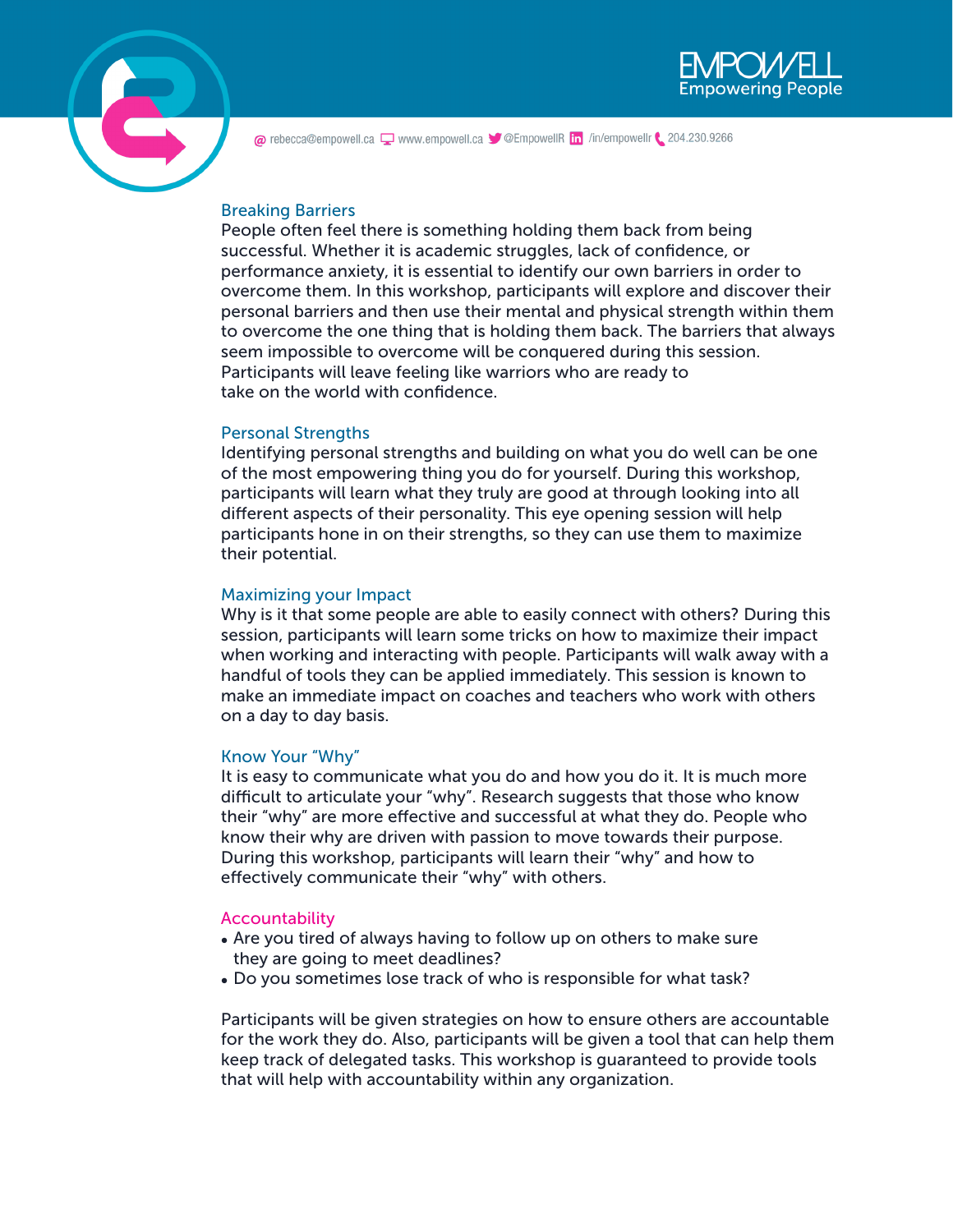EMPOWELL
Empowering People

rebecca@empowell.ca www.empowell.ca @EmpowellR /in/empowellr 204.230.9266

## Breaking Barriers

People often feel there is something holding them back from being successful. Whether it is academic struggles, lack of confidence, or performance anxiety, it is essential to identify our own barriers in order to overcome them. In this workshop, participants will explore and discover their personal barriers and then use their mental and physical strength within them to overcome the one thing that is holding them back. The barriers that always seem impossible to overcome will be conquered during this session. Participants will leave feeling like warriors who are ready to take on the world with confidence.

## Personal Strengths

Identifying personal strengths and building on what you do well can be one of the most empowering thing you do for yourself. During this workshop, participants will learn what they truly are good at through looking into all different aspects of their personality. This eye opening session will help participants hone in on their strengths, so they can use them to maximize their potential.

## Maximizing your Impact

Why is it that some people are able to easily connect with others? During this session, participants will learn some tricks on how to maximize their impact when working and interacting with people. Participants will walk away with a handful of tools they can be applied immediately. This session is known to make an immediate impact on coaches and teachers who work with others on a day to day basis.

## Know Your "Why"

It is easy to communicate what you do and how you do it. It is much more difficult to articulate your "why". Research suggests that those who know their "why" are more effective and successful at what they do. People who know their why are driven with passion to move towards their purpose. During this workshop, participants will learn their "why" and how to effectively communicate their "why" with others.

## Accountability

- Are you tired of always having to follow up on others to make sure they are going to meet deadlines?
- Do you sometimes lose track of who is responsible for what task?

Participants will be given strategies on how to ensure others are accountable for the work they do. Also, participants will be given a tool that can help them keep track of delegated tasks. This workshop is guaranteed to provide tools that will help with accountability within any organization.